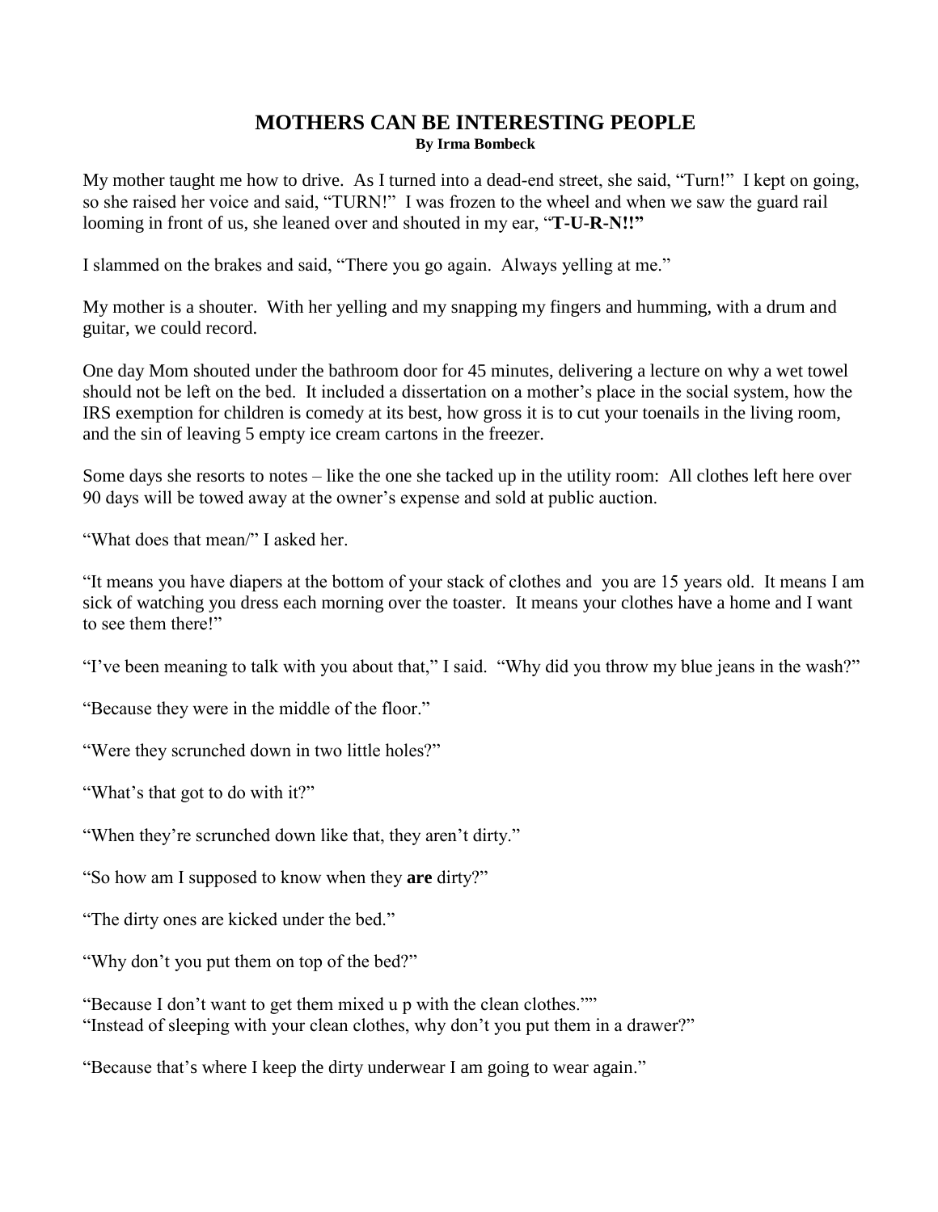# MOTHERS CAN BE INTERESTING PEOPLE

**By Irma Bombeck**

My mother taught me how to drive. As I turned into a dead-end street, she said, “Turn!” I kept on going, so she raised her voice and said, “TURN!” I was frozen to the wheel and when we saw the guard rail looming in front of us, she leaned over and shouted in my ear, “**T-U-R-N!!”**

I slammed on the brakes and said, “There you go again. Always yelling at me.”

My mother is a shouter. With her yelling and my snapping my fingers and humming, with a drum and guitar, we could record.

One day Mom shouted under the bathroom door for 45 minutes, delivering a lecture on why a wet towel should not be left on the bed. It included a dissertation on a mother’s place in the social system, how the IRS exemption for children is comedy at its best, how gross it is to cut your toenails in the living room, and the sin of leaving 5 empty ice cream cartons in the freezer.

Some days she resorts to notes – like the one she tacked up in the utility room: All clothes left here over 90 days will be towed away at the owner’s expense and sold at public auction.

“What does that mean/” I asked her.

“It means you have diapers at the bottom of your stack of clothes and you are 15 years old. It means I am sick of watching you dress each morning over the toaster. It means your clothes have a home and I want to see them there!”

“I’ve been meaning to talk with you about that,” I said. “Why did you throw my blue jeans in the wash?”

“Because they were in the middle of the floor.”

“Were they scrunched down in two little holes?”

“What’s that got to do with it?”

“When they’re scrunched down like that, they aren’t dirty.”

“So how am I supposed to know when they **are** dirty?”

“The dirty ones are kicked under the bed.”

“Why don’t you put them on top of the bed?”

“Because I don’t want to get them mixed u p with the clean clothes.””
“Instead of sleeping with your clean clothes, why don’t you put them in a drawer?”

“Because that’s where I keep the dirty underwear I am going to wear again.”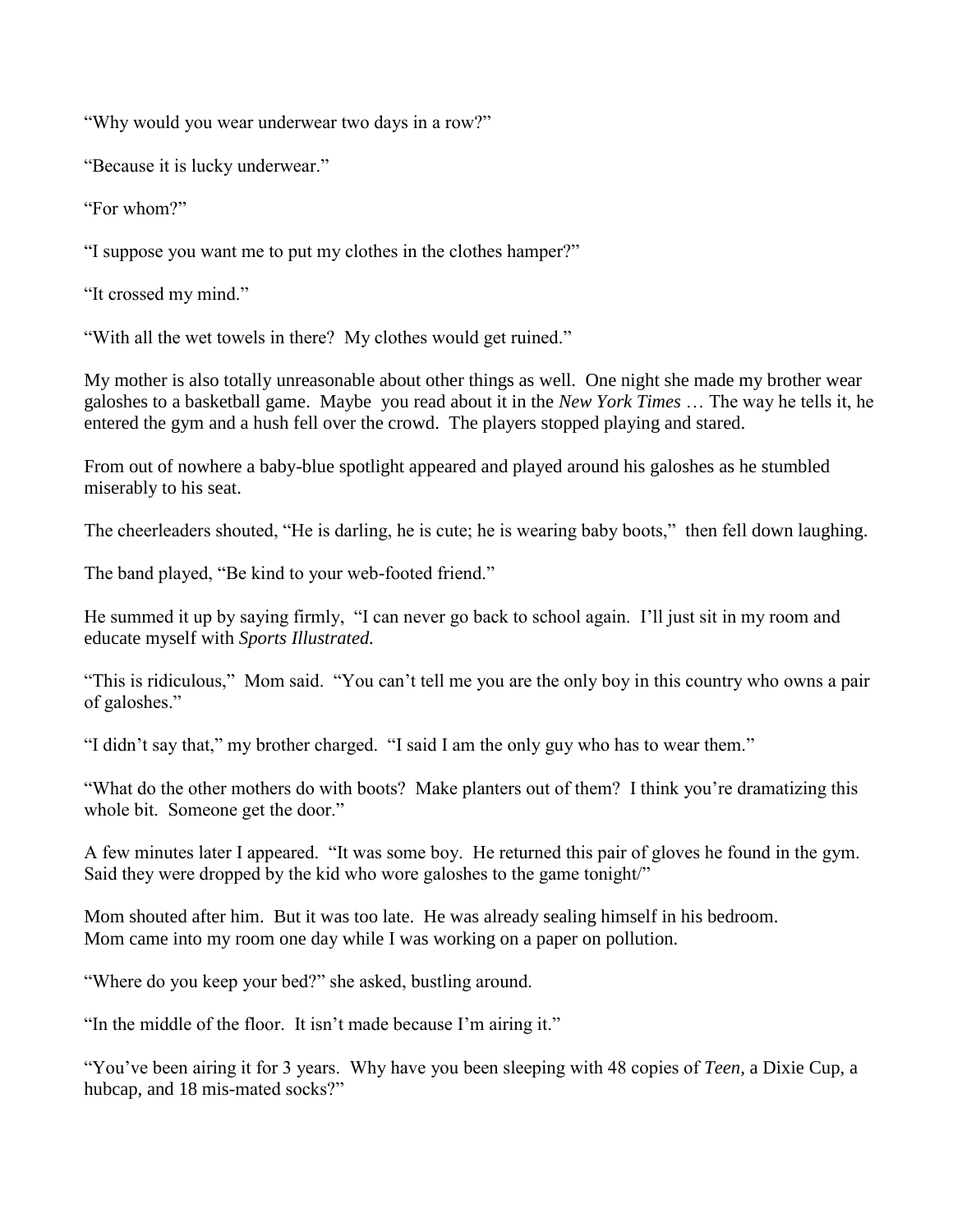"Why would you wear underwear two days in a row?"

"Because it is lucky underwear."

"For whom?"

"I suppose you want me to put my clothes in the clothes hamper?"

"It crossed my mind."

"With all the wet towels in there? My clothes would get ruined."

My mother is also totally unreasonable about other things as well. One night she made my brother wear galoshes to a basketball game. Maybe you read about it in the *New York Times* … The way he tells it, he entered the gym and a hush fell over the crowd. The players stopped playing and stared.

From out of nowhere a baby-blue spotlight appeared and played around his galoshes as he stumbled miserably to his seat.

The cheerleaders shouted, "He is darling, he is cute; he is wearing baby boots," then fell down laughing.

The band played, "Be kind to your web-footed friend."

He summed it up by saying firmly, "I can never go back to school again. I'll just sit in my room and educate myself with *Sports Illustrated.*

"This is ridiculous," Mom said. "You can't tell me you are the only boy in this country who owns a pair of galoshes."

"I didn't say that," my brother charged. "I said I am the only guy who has to wear them."

"What do the other mothers do with boots? Make planters out of them? I think you're dramatizing this whole bit. Someone get the door."

A few minutes later I appeared. "It was some boy. He returned this pair of gloves he found in the gym. Said they were dropped by the kid who wore galoshes to the game tonight/"

Mom shouted after him. But it was too late. He was already sealing himself in his bedroom.
Mom came into my room one day while I was working on a paper on pollution.

"Where do you keep your bed?" she asked, bustling around.

"In the middle of the floor. It isn't made because I'm airing it."

"You've been airing it for 3 years. Why have you been sleeping with 48 copies of *Teen*, a Dixie Cup, a hubcap, and 18 mis-mated socks?"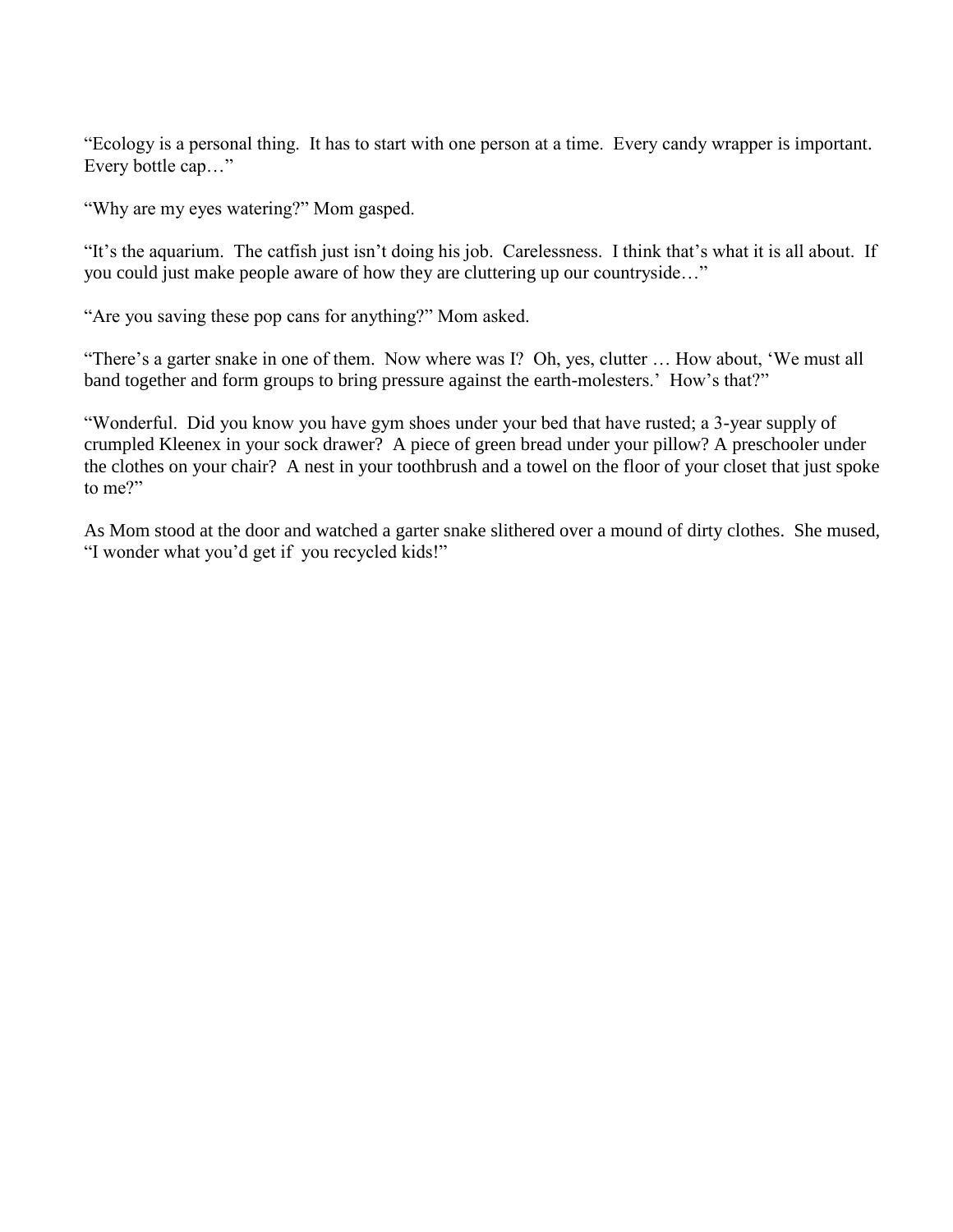"Ecology is a personal thing.  It has to start with one person at a time.  Every candy wrapper is important.  Every bottle cap…"

"Why are my eyes watering?" Mom gasped.

"It's the aquarium.  The catfish just isn't doing his job.  Carelessness.  I think that's what it is all about.  If you could just make people aware of how they are cluttering up our countryside…"

"Are you saving these pop cans for anything?" Mom asked.

"There's a garter snake in one of them.  Now where was I?  Oh, yes, clutter … How about, 'We must all band together and form groups to bring pressure against the earth-molesters.'  How's that?"

"Wonderful.  Did you know you have gym shoes under your bed that have rusted; a 3-year supply of crumpled Kleenex in your sock drawer?  A piece of green bread under your pillow? A preschooler under the clothes on your chair?  A nest in your toothbrush and a towel on the floor of your closet that just spoke to me?"

As Mom stood at the door and watched a garter snake slithered over a mound of dirty clothes.  She mused, "I wonder what you'd get if  you recycled kids!"